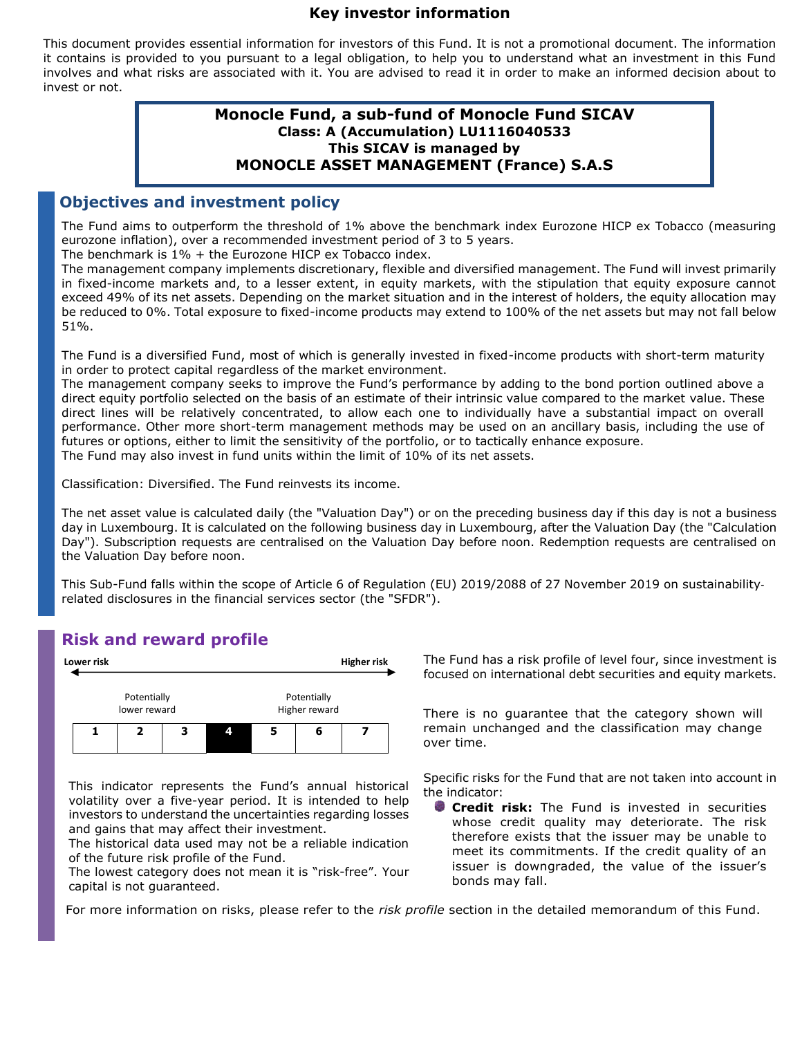# Key investor information

This document provides essential information for investors of this Fund. It is not a promotional document. The information it contains is provided to you pursuant to a legal obligation, to help you to understand what an investment in this Fund involves and what risks are associated with it. You are advised to read it in order to make an informed decision about to invest or not.

**Monocle Fund, a sub-fund of Monocle Fund SICAV**
**Class: A (Accumulation) LU1116040533**
**This SICAV is managed by**
**MONOCLE ASSET MANAGEMENT (France) S.A.S**

## Objectives and investment policy

The Fund aims to outperform the threshold of 1% above the benchmark index Eurozone HICP ex Tobacco (measuring eurozone inflation), over a recommended investment period of 3 to 5 years.
The benchmark is 1% + the Eurozone HICP ex Tobacco index.
The management company implements discretionary, flexible and diversified management. The Fund will invest primarily in fixed-income markets and, to a lesser extent, in equity markets, with the stipulation that equity exposure cannot exceed 49% of its net assets. Depending on the market situation and in the interest of holders, the equity allocation may be reduced to 0%. Total exposure to fixed-income products may extend to 100% of the net assets but may not fall below 51%.

The Fund is a diversified Fund, most of which is generally invested in fixed-income products with short-term maturity in order to protect capital regardless of the market environment.
The management company seeks to improve the Fund's performance by adding to the bond portion outlined above a direct equity portfolio selected on the basis of an estimate of their intrinsic value compared to the market value. These direct lines will be relatively concentrated, to allow each one to individually have a substantial impact on overall performance. Other more short-term management methods may be used on an ancillary basis, including the use of futures or options, either to limit the sensitivity of the portfolio, or to tactically enhance exposure.
The Fund may also invest in fund units within the limit of 10% of its net assets.

Classification: Diversified. The Fund reinvests its income.

The net asset value is calculated daily (the "Valuation Day") or on the preceding business day if this day is not a business day in Luxembourg. It is calculated on the following business day in Luxembourg, after the Valuation Day (the "Calculation Day"). Subscription requests are centralised on the Valuation Day before noon. Redemption requests are centralised on the Valuation Day before noon.

This Sub-Fund falls within the scope of Article 6 of Regulation (EU) 2019/2088 of 27 November 2019 on sustainability-related disclosures in the financial services sector (the "SFDR").

## Risk and reward profile

**Lower risk** ← → **Higher risk**

Potentially lower reward — Potentially Higher reward

| 1 | 2 | 3 | **4** | 5 | 6 | 7 |
|---|---|---|---|---|---|---|

This indicator represents the Fund's annual historical volatility over a five-year period. It is intended to help investors to understand the uncertainties regarding losses and gains that may affect their investment.
The historical data used may not be a reliable indication of the future risk profile of the Fund.
The lowest category does not mean it is "risk-free". Your capital is not guaranteed.

The Fund has a risk profile of level four, since investment is focused on international debt securities and equity markets.

There is no guarantee that the category shown will remain unchanged and the classification may change over time.

Specific risks for the Fund that are not taken into account in the indicator:

- **Credit risk:** The Fund is invested in securities whose credit quality may deteriorate. The risk therefore exists that the issuer may be unable to meet its commitments. If the credit quality of an issuer is downgraded, the value of the issuer's bonds may fall.

For more information on risks, please refer to the *risk profile* section in the detailed memorandum of this Fund.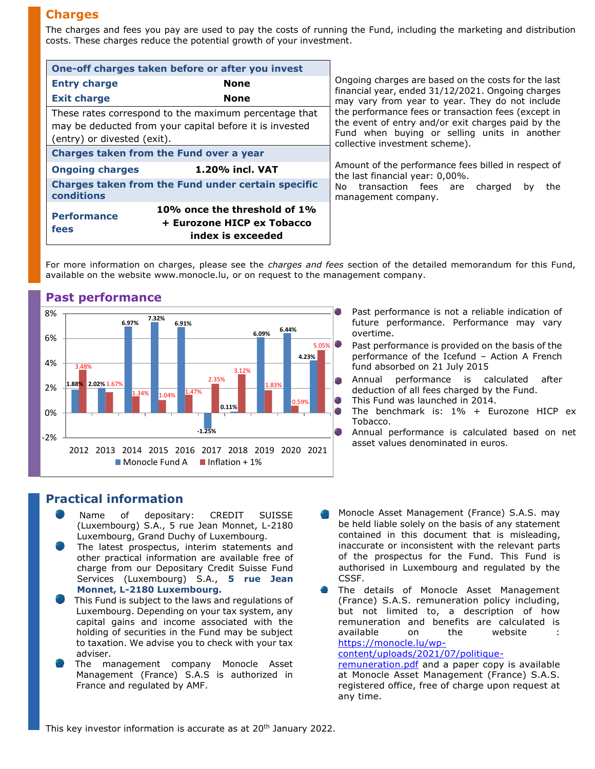## Charges

The charges and fees you pay are used to pay the costs of running the Fund, including the marketing and distribution costs. These charges reduce the potential growth of your investment.

| One-off charges taken before or after you invest | |
|---|---|
| **Entry charge** | **None** |
| **Exit charge** | **None** |
| These rates correspond to the maximum percentage that may be deducted from your capital before it is invested (entry) or divested (exit). | |
| **Charges taken from the Fund over a year** | |
| **Ongoing charges** | **1.20% incl. VAT** |
| **Charges taken from the Fund under certain specific conditions** | |
| **Performance fees** | **10% once the threshold of 1% + Eurozone HICP ex Tobacco index is exceeded** |

Ongoing charges are based on the costs for the last financial year, ended 31/12/2021. Ongoing charges may vary from year to year. They do not include the performance fees or transaction fees (except in the event of entry and/or exit charges paid by the Fund when buying or selling units in another collective investment scheme).

Amount of the performance fees billed in respect of the last financial year: 0,00%.
No transaction fees are charged by the management company.

For more information on charges, please see the *charges and fees* section of the detailed memorandum for this Fund, available on the website www.monocle.lu, or on request to the management company.

## Past performance

8%
6%
4%
2%
0%
-2%

2012: 1.88% / 3.48%
2013: 2.02% / 1.67%
2014: 6.97% / 1.34%
2015: 7.32% / 1.04%
2016: 6.91% / 1.47%
2017: -1.25% / 2.35%
2018: 0.11% / 3.12%
2019: 6.09% / 1.83%
2020: 6.44% / 0.59%
2021: 4.23% / 5.05%

Monocle Fund A    Inflation + 1%

- Past performance is not a reliable indication of future performance. Performance may vary overtime.
- Past performance is provided on the basis of the performance of the Icefund – Action A French fund absorbed on 21 July 2015
- Annual performance is calculated after deduction of all fees charged by the Fund.
- This Fund was launched in 2014.
- The benchmark is: 1% + Eurozone HICP ex Tobacco.
- Annual performance is calculated based on net asset values denominated in euros.

## Practical information

- Name of depositary: CREDIT SUISSE (Luxembourg) S.A., 5 rue Jean Monnet, L-2180 Luxembourg, Grand Duchy of Luxembourg.
- The latest prospectus, interim statements and other practical information are available free of charge from our Depositary Credit Suisse Fund Services (Luxembourg) S.A., **5 rue Jean Monnet, L-2180 Luxembourg.**
- This Fund is subject to the laws and regulations of Luxembourg. Depending on your tax system, any capital gains and income associated with the holding of securities in the Fund may be subject to taxation. We advise you to check with your tax adviser.
- The management company Monocle Asset Management (France) S.A.S is authorized in France and regulated by AMF.
- Monocle Asset Management (France) S.A.S. may be held liable solely on the basis of any statement contained in this document that is misleading, inaccurate or inconsistent with the relevant parts of the prospectus for the Fund. This Fund is authorised in Luxembourg and regulated by the CSSF.
- The details of Monocle Asset Management (France) S.A.S. remuneration policy including, but not limited to, a description of how remuneration and benefits are calculated is available on the website : https://monocle.lu/wp-content/uploads/2021/07/politique-remuneration.pdf and a paper copy is available at Monocle Asset Management (France) S.A.S. registered office, free of charge upon request at any time.

This key investor information is accurate as at 20th January 2022.